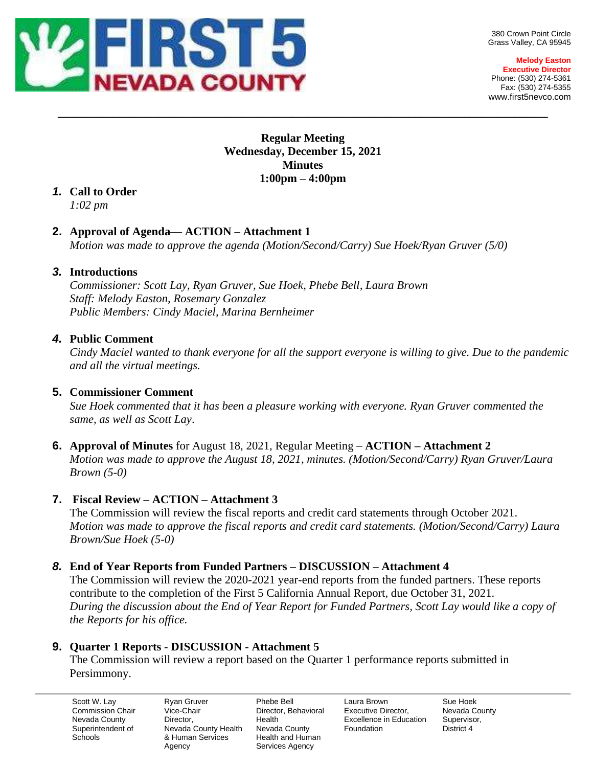FIRST 5 NEVADA COUNTY

380 Crown Point Circle
Grass Valley, CA 95945

**Melody Easton**
**Executive Director**
Phone: (530) 274-5361
Fax: (530) 274-5355
www.first5nevco.com

---

**Regular Meeting**
**Wednesday, December 15, 2021**
**Minutes**
**1:00pm – 4:00pm**

1. **Call to Order**
   *1:02 pm*

2. **Approval of Agenda— ACTION – Attachment 1**
   *Motion was made to approve the agenda (Motion/Second/Carry) Sue Hoek/Ryan Gruver (5/0)*

3. **Introductions**
   *Commissioner: Scott Lay, Ryan Gruver, Sue Hoek, Phebe Bell, Laura Brown*
   *Staff: Melody Easton, Rosemary Gonzalez*
   *Public Members: Cindy Maciel, Marina Bernheimer*

4. **Public Comment**
   *Cindy Maciel wanted to thank everyone for all the support everyone is willing to give. Due to the pandemic and all the virtual meetings.*

5. **Commissioner Comment**
   *Sue Hoek commented that it has been a pleasure working with everyone. Ryan Gruver commented the same, as well as Scott Lay.*

6. **Approval of Minutes** for August 18, 2021, Regular Meeting – **ACTION – Attachment 2**
   *Motion was made to approve the August 18, 2021, minutes. (Motion/Second/Carry) Ryan Gruver/Laura Brown (5-0)*

7. **Fiscal Review – ACTION – Attachment 3**
   The Commission will review the fiscal reports and credit card statements through October 2021.
   *Motion was made to approve the fiscal reports and credit card statements. (Motion/Second/Carry) Laura Brown/Sue Hoek (5-0)*

8. **End of Year Reports from Funded Partners – DISCUSSION – Attachment 4**
   The Commission will review the 2020-2021 year-end reports from the funded partners. These reports contribute to the completion of the First 5 California Annual Report, due October 31, 2021.
   *During the discussion about the End of Year Report for Funded Partners, Scott Lay would like a copy of the Reports for his office.*

9. **Quarter 1 Reports - DISCUSSION - Attachment 5**
   The Commission will review a report based on the Quarter 1 performance reports submitted in Persimmony.

---

| Scott W. Lay | Ryan Gruver | Phebe Bell | Laura Brown | Sue Hoek |
|---|---|---|---|---|
| Commission Chair | Vice-Chair | Director, Behavioral Health | Executive Director, Excellence in Education Foundation | Nevada County Supervisor, District 4 |
| Nevada County Superintendent of Schools | Director, Nevada County Health & Human Services Agency | Nevada County Health and Human Services Agency | | |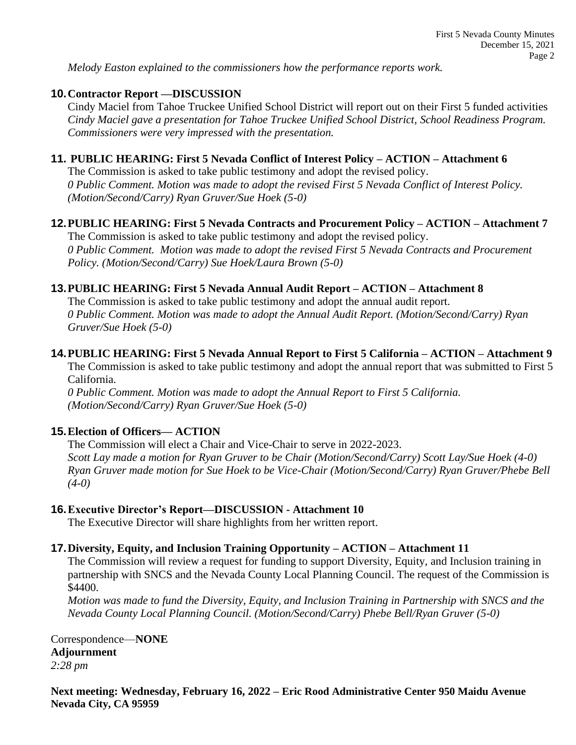*Melody Easton explained to the commissioners how the performance reports work.*

**10. Contractor Report —DISCUSSION**

Cindy Maciel from Tahoe Truckee Unified School District will report out on their First 5 funded activities
*Cindy Maciel gave a presentation for Tahoe Truckee Unified School District, School Readiness Program. Commissioners were very impressed with the presentation.*

**11. PUBLIC HEARING: First 5 Nevada Conflict of Interest Policy – ACTION – Attachment 6**

The Commission is asked to take public testimony and adopt the revised policy.
*0 Public Comment. Motion was made to adopt the revised First 5 Nevada Conflict of Interest Policy. (Motion/Second/Carry) Ryan Gruver/Sue Hoek (5-0)*

**12. PUBLIC HEARING: First 5 Nevada Contracts and Procurement Policy – ACTION – Attachment 7**

The Commission is asked to take public testimony and adopt the revised policy.
*0 Public Comment. Motion was made to adopt the revised First 5 Nevada Contracts and Procurement Policy. (Motion/Second/Carry) Sue Hoek/Laura Brown (5-0)*

**13. PUBLIC HEARING: First 5 Nevada Annual Audit Report – ACTION – Attachment 8**

The Commission is asked to take public testimony and adopt the annual audit report.
*0 Public Comment. Motion was made to adopt the Annual Audit Report. (Motion/Second/Carry) Ryan Gruver/Sue Hoek (5-0)*

**14. PUBLIC HEARING: First 5 Nevada Annual Report to First 5 California – ACTION – Attachment 9**

The Commission is asked to take public testimony and adopt the annual report that was submitted to First 5 California.
*0 Public Comment. Motion was made to adopt the Annual Report to First 5 California. (Motion/Second/Carry) Ryan Gruver/Sue Hoek (5-0)*

**15. Election of Officers— ACTION**

The Commission will elect a Chair and Vice-Chair to serve in 2022-2023.
*Scott Lay made a motion for Ryan Gruver to be Chair (Motion/Second/Carry) Scott Lay/Sue Hoek (4-0)*
*Ryan Gruver made motion for Sue Hoek to be Vice-Chair (Motion/Second/Carry) Ryan Gruver/Phebe Bell (4-0)*

**16. Executive Director's Report—DISCUSSION - Attachment 10**

The Executive Director will share highlights from her written report.

**17. Diversity, Equity, and Inclusion Training Opportunity – ACTION – Attachment 11**

The Commission will review a request for funding to support Diversity, Equity, and Inclusion training in partnership with SNCS and the Nevada County Local Planning Council. The request of the Commission is $4400.
*Motion was made to fund the Diversity, Equity, and Inclusion Training in Partnership with SNCS and the Nevada County Local Planning Council. (Motion/Second/Carry) Phebe Bell/Ryan Gruver (5-0)*

Correspondence—**NONE**
**Adjournment**
*2:28 pm*

**Next meeting: Wednesday, February 16, 2022 – Eric Rood Administrative Center 950 Maidu Avenue Nevada City, CA 95959**